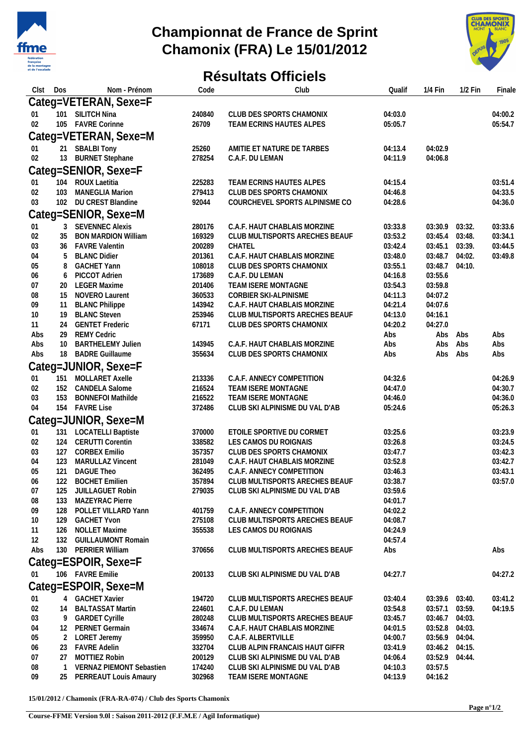# Championnat de France de Sprint
# Chamonix (FRA) Le 15/01/2012

## Résultats Officiels

| Clst | Dos | Nom - Prénom | Code | Club | Qualif | 1/4 Fin | 1/2 Fin | Finale |
|---|---|---|---|---|---|---|---|---|
| **Categ=VETERAN, Sexe=F** | | | | | | | | |
| 01 | 101 | SILITCH Nina | 240840 | CLUB DES SPORTS CHAMONIX | 04:03.0 | | | 04:00.2 |
| 02 | 105 | FAVRE Corinne | 26709 | TEAM ECRINS HAUTES ALPES | 05:05.7 | | | 05:54.7 |
| **Categ=VETERAN, Sexe=M** | | | | | | | | |
| 01 | 21 | SBALBI Tony | 25260 | AMITIE ET NATURE DE TARBES | 04:13.4 | 04:02.9 | | |
| 02 | 13 | BURNET Stephane | 278254 | C.A.F. DU LEMAN | 04:11.9 | 04:06.8 | | |
| **Categ=SENIOR, Sexe=F** | | | | | | | | |
| 01 | 104 | ROUX Laetitia | 225283 | TEAM ECRINS HAUTES ALPES | 04:15.4 | | | 03:51.4 |
| 02 | 103 | MANEGLIA Marion | 279413 | CLUB DES SPORTS CHAMONIX | 04:46.8 | | | 04:33.5 |
| 03 | 102 | DU CREST Blandine | 92044 | COURCHEVEL SPORTS ALPINISME CO | 04:28.6 | | | 04:36.0 |
| **Categ=SENIOR, Sexe=M** | | | | | | | | |
| 01 | 3 | SEVENNEC Alexis | 280176 | C.A.F. HAUT CHABLAIS MORZINE | 03:33.8 | 03:30.9 | 03:32. | 03:33.6 |
| 02 | 35 | BON MARDION William | 169329 | CLUB MULTISPORTS ARECHES BEAUF | 03:53.2 | 03:45.4 | 03:48. | 03:34.1 |
| 03 | 36 | FAVRE Valentin | 200289 | CHATEL | 03:42.4 | 03:45.1 | 03:39. | 03:44.5 |
| 04 | 5 | BLANC Didier | 201361 | C.A.F. HAUT CHABLAIS MORZINE | 03:48.0 | 03:48.7 | 04:02. | 03:49.8 |
| 05 | 8 | GACHET Yann | 108018 | CLUB DES SPORTS CHAMONIX | 03:55.1 | 03:48.7 | 04:10. | |
| 06 | 6 | PICCOT Adrien | 173689 | C.A.F. DU LEMAN | 04:16.8 | 03:55.6 | | |
| 07 | 20 | LEGER Maxime | 201406 | TEAM ISERE MONTAGNE | 03:54.3 | 03:59.8 | | |
| 08 | 15 | NOVERO Laurent | 360533 | CORBIER SKI-ALPINISME | 04:11.3 | 04:07.2 | | |
| 09 | 11 | BLANC Philippe | 143942 | C.A.F. HAUT CHABLAIS MORZINE | 04:21.4 | 04:07.6 | | |
| 10 | 19 | BLANC Steven | 253946 | CLUB MULTISPORTS ARECHES BEAUF | 04:13.0 | 04:16.1 | | |
| 11 | 24 | GENTET Frederic | 67171 | CLUB DES SPORTS CHAMONIX | 04:20.2 | 04:27.0 | | |
| Abs | 29 | REMY Cedric | | | Abs | Abs | Abs | Abs |
| Abs | 10 | BARTHELEMY Julien | 143945 | C.A.F. HAUT CHABLAIS MORZINE | Abs | Abs | Abs | Abs |
| Abs | 18 | BADRE Guillaume | 355634 | CLUB DES SPORTS CHAMONIX | Abs | Abs | Abs | Abs |
| **Categ=JUNIOR, Sexe=F** | | | | | | | | |
| 01 | 151 | MOLLARET Axelle | 213336 | C.A.F. ANNECY COMPETITION | 04:32.6 | | | 04:26.9 |
| 02 | 152 | CANDELA Salome | 216524 | TEAM ISERE MONTAGNE | 04:47.0 | | | 04:30.7 |
| 03 | 153 | BONNEFOI Mathilde | 216522 | TEAM ISERE MONTAGNE | 04:46.0 | | | 04:36.0 |
| 04 | 154 | FAVRE Lise | 372486 | CLUB SKI ALPINISME DU VAL D'AB | 05:24.6 | | | 05:26.3 |
| **Categ=JUNIOR, Sexe=M** | | | | | | | | |
| 01 | 131 | LOCATELLI Baptiste | 370000 | ETOILE SPORTIVE DU CORMET | 03:25.6 | | | 03:23.9 |
| 02 | 124 | CERUTTI Corentin | 338582 | LES CAMOS DU ROIGNAIS | 03:26.8 | | | 03:24.5 |
| 03 | 127 | CORBEX Emilio | 357357 | CLUB DES SPORTS CHAMONIX | 03:47.7 | | | 03:42.3 |
| 04 | 123 | MARULLAZ Vincent | 281049 | C.A.F. HAUT CHABLAIS MORZINE | 03:52.8 | | | 03:42.7 |
| 05 | 121 | DAGUE Theo | 362495 | C.A.F. ANNECY COMPETITION | 03:46.3 | | | 03:43.1 |
| 06 | 122 | BOCHET Emilien | 357894 | CLUB MULTISPORTS ARECHES BEAUF | 03:38.7 | | | 03:57.0 |
| 07 | 125 | JUILLAGUET Robin | 279035 | CLUB SKI ALPINISME DU VAL D'AB | 03:59.6 | | | |
| 08 | 133 | MAZEYRAC Pierre | | | 04:01.7 | | | |
| 09 | 128 | POLLET VILLARD Yann | 401759 | C.A.F. ANNECY COMPETITION | 04:02.2 | | | |
| 10 | 129 | GACHET Yvon | 275108 | CLUB MULTISPORTS ARECHES BEAUF | 04:08.7 | | | |
| 11 | 126 | NOLLET Maxime | 355538 | LES CAMOS DU ROIGNAIS | 04:24.9 | | | |
| 12 | 132 | GUILLAUMONT Romain | | | 04:57.4 | | | |
| Abs | 130 | PERRIER William | 370656 | CLUB MULTISPORTS ARECHES BEAUF | Abs | | | Abs |
| **Categ=ESPOIR, Sexe=F** | | | | | | | | |
| 01 | 106 | FAVRE Emilie | 200133 | CLUB SKI ALPINISME DU VAL D'AB | 04:27.7 | | | 04:27.2 |
| **Categ=ESPOIR, Sexe=M** | | | | | | | | |
| 01 | 4 | GACHET Xavier | 194720 | CLUB MULTISPORTS ARECHES BEAUF | 03:40.4 | 03:39.6 | 03:40. | 03:41.2 |
| 02 | 14 | BALTASSAT Martin | 224601 | C.A.F. DU LEMAN | 03:54.8 | 03:57.1 | 03:59. | 04:19.5 |
| 03 | 9 | GARDET Cyrille | 280248 | CLUB MULTISPORTS ARECHES BEAUF | 03:45.7 | 03:46.7 | 04:03. | |
| 04 | 12 | PERNET Germain | 334674 | C.A.F. HAUT CHABLAIS MORZINE | 04:01.5 | 03:52.8 | 04:03. | |
| 05 | 2 | LORET Jeremy | 359950 | C.A.F. ALBERTVILLE | 04:00.7 | 03:56.9 | 04:04. | |
| 06 | 23 | FAVRE Adelin | 332704 | CLUB ALPIN FRANCAIS HAUT GIFFR | 03:41.9 | 03:46.2 | 04:15. | |
| 07 | 27 | MOTTIEZ Robin | 200129 | CLUB SKI ALPINISME DU VAL D'AB | 04:06.4 | 03:52.9 | 04:44. | |
| 08 | 1 | VERNAZ PIEMONT Sebastien | 174240 | CLUB SKI ALPINISME DU VAL D'AB | 04:10.3 | 03:57.5 | | |
| 09 | 25 | PERREAUT Louis Amaury | 302968 | TEAM ISERE MONTAGNE | 04:13.9 | 04:16.2 | | |

**15/01/2012 / Chamonix (FRA-RA-074) / Club des Sports Chamonix**

**Course-FFME Version 9.0l : Saison 2011-2012 (F.F.M.E / Agil Informatique)**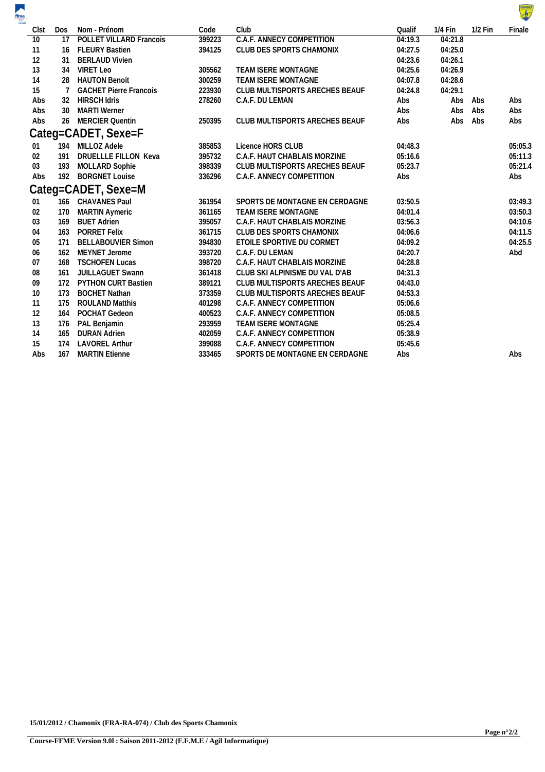| Clst | Dos | Nom - Prénom | Code | Club | Qualif | 1/4 Fin | 1/2 Fin | Finale |
|---|---|---|---|---|---|---|---|---|
| 10 | 17 | POLLET VILLARD Francois | 399223 | C.A.F. ANNECY COMPETITION | 04:19.3 | 04:21.8 | | |
| 11 | 16 | FLEURY Bastien | 394125 | CLUB DES SPORTS CHAMONIX | 04:27.5 | 04:25.0 | | |
| 12 | 31 | BERLAUD Vivien | | | 04:23.6 | 04:26.1 | | |
| 13 | 34 | VIRET Leo | 305562 | TEAM ISERE MONTAGNE | 04:25.6 | 04:26.9 | | |
| 14 | 28 | HAUTON Benoit | 300259 | TEAM ISERE MONTAGNE | 04:07.8 | 04:28.6 | | |
| 15 | 7 | GACHET Pierre Francois | 223930 | CLUB MULTISPORTS ARECHES BEAUF | 04:24.8 | 04:29.1 | | |
| Abs | 32 | HIRSCH Idris | 278260 | C.A.F. DU LEMAN | Abs | Abs | Abs | Abs |
| Abs | 30 | MARTI Werner | | | Abs | Abs | Abs | Abs |
| Abs | 26 | MERCIER Quentin | 250395 | CLUB MULTISPORTS ARECHES BEAUF | Abs | Abs | Abs | Abs |

## Categ=CADET, Sexe=F

| Clst | Dos | Nom - Prénom | Code | Club | Qualif | 1/4 Fin | 1/2 Fin | Finale |
|---|---|---|---|---|---|---|---|---|
| 01 | 194 | MILLOZ Adele | 385853 | Licence HORS CLUB | 04:48.3 | | | 05:05.3 |
| 02 | 191 | DRUELLLE FILLON Keva | 395732 | C.A.F. HAUT CHABLAIS MORZINE | 05:16.6 | | | 05:11.3 |
| 03 | 193 | MOLLARD Sophie | 398339 | CLUB MULTISPORTS ARECHES BEAUF | 05:23.7 | | | 05:21.4 |
| Abs | 192 | BORGNET Louise | 336296 | C.A.F. ANNECY COMPETITION | Abs | | | Abs |

## Categ=CADET, Sexe=M

| Clst | Dos | Nom - Prénom | Code | Club | Qualif | 1/4 Fin | 1/2 Fin | Finale |
|---|---|---|---|---|---|---|---|---|
| 01 | 166 | CHAVANES Paul | 361954 | SPORTS DE MONTAGNE EN CERDAGNE | 03:50.5 | | | 03:49.3 |
| 02 | 170 | MARTIN Aymeric | 361165 | TEAM ISERE MONTAGNE | 04:01.4 | | | 03:50.3 |
| 03 | 169 | BUET Adrien | 395057 | C.A.F. HAUT CHABLAIS MORZINE | 03:56.3 | | | 04:10.6 |
| 04 | 163 | PORRET Felix | 361715 | CLUB DES SPORTS CHAMONIX | 04:06.6 | | | 04:11.5 |
| 05 | 171 | BELLABOUVIER Simon | 394830 | ETOILE SPORTIVE DU CORMET | 04:09.2 | | | 04:25.5 |
| 06 | 162 | MEYNET Jerome | 393720 | C.A.F. DU LEMAN | 04:20.7 | | | Abd |
| 07 | 168 | TSCHOFEN Lucas | 398720 | C.A.F. HAUT CHABLAIS MORZINE | 04:28.8 | | | |
| 08 | 161 | JUILLAGUET Swann | 361418 | CLUB SKI ALPINISME DU VAL D'AB | 04:31.3 | | | |
| 09 | 172 | PYTHON CURT Bastien | 389121 | CLUB MULTISPORTS ARECHES BEAUF | 04:43.0 | | | |
| 10 | 173 | BOCHET Nathan | 373359 | CLUB MULTISPORTS ARECHES BEAUF | 04:53.3 | | | |
| 11 | 175 | ROULAND Matthis | 401298 | C.A.F. ANNECY COMPETITION | 05:06.6 | | | |
| 12 | 164 | POCHAT Gedeon | 400523 | C.A.F. ANNECY COMPETITION | 05:08.5 | | | |
| 13 | 176 | PAL Benjamin | 293959 | TEAM ISERE MONTAGNE | 05:25.4 | | | |
| 14 | 165 | DURAN Adrien | 402059 | C.A.F. ANNECY COMPETITION | 05:38.9 | | | |
| 15 | 174 | LAVOREL Arthur | 399088 | C.A.F. ANNECY COMPETITION | 05:45.6 | | | |
| Abs | 167 | MARTIN Etienne | 333465 | SPORTS DE MONTAGNE EN CERDAGNE | Abs | | | Abs |

**15/01/2012 / Chamonix (FRA-RA-074) / Club des Sports Chamonix**

**Course-FFME Version 9.0l : Saison 2011-2012 (F.F.M.E / Agil Informatique)**